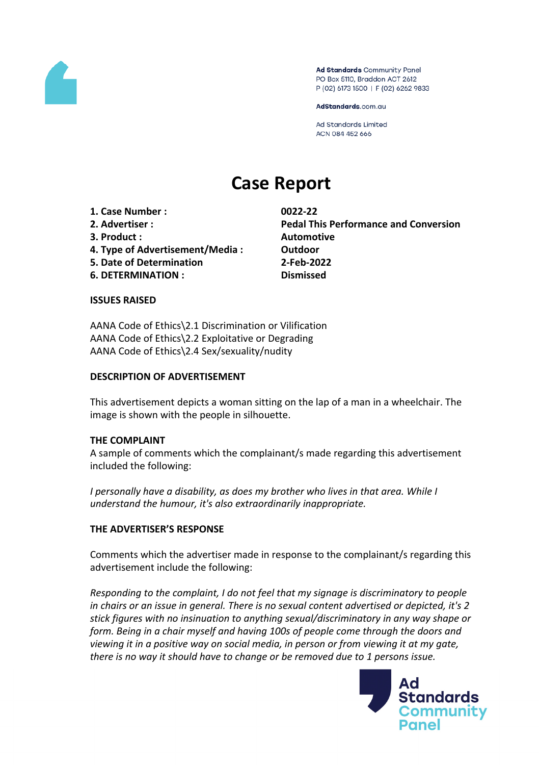Ad Standards Community Panel
PO Box 5110, Braddon ACT 2612
P (02) 6173 1500 | F (02) 6262 9833

AdStandards.com.au

Ad Standards Limited
ACN 084 452 666

# Case Report

| | |
|---|---|
| **1. Case Number :** | **0022-22** |
| **2. Advertiser :** | **Pedal This Performance and Conversion** |
| **3. Product :** | **Automotive** |
| **4. Type of Advertisement/Media :** | **Outdoor** |
| **5. Date of Determination** | **2-Feb-2022** |
| **6. DETERMINATION :** | **Dismissed** |

**ISSUES RAISED**

AANA Code of Ethics\2.1 Discrimination or Vilification
AANA Code of Ethics\2.2 Exploitative or Degrading
AANA Code of Ethics\2.4 Sex/sexuality/nudity

**DESCRIPTION OF ADVERTISEMENT**

This advertisement depicts a woman sitting on the lap of a man in a wheelchair. The image is shown with the people in silhouette.

**THE COMPLAINT**

A sample of comments which the complainant/s made regarding this advertisement included the following:

*I personally have a disability, as does my brother who lives in that area. While I understand the humour, it's also extraordinarily inappropriate.*

**THE ADVERTISER'S RESPONSE**

Comments which the advertiser made in response to the complainant/s regarding this advertisement include the following:

*Responding to the complaint, I do not feel that my signage is discriminatory to people in chairs or an issue in general. There is no sexual content advertised or depicted, it's 2 stick figures with no insinuation to anything sexual/discriminatory in any way shape or form. Being in a chair myself and having 100s of people come through the doors and viewing it in a positive way on social media, in person or from viewing it at my gate, there is no way it should have to change or be removed due to 1 persons issue.*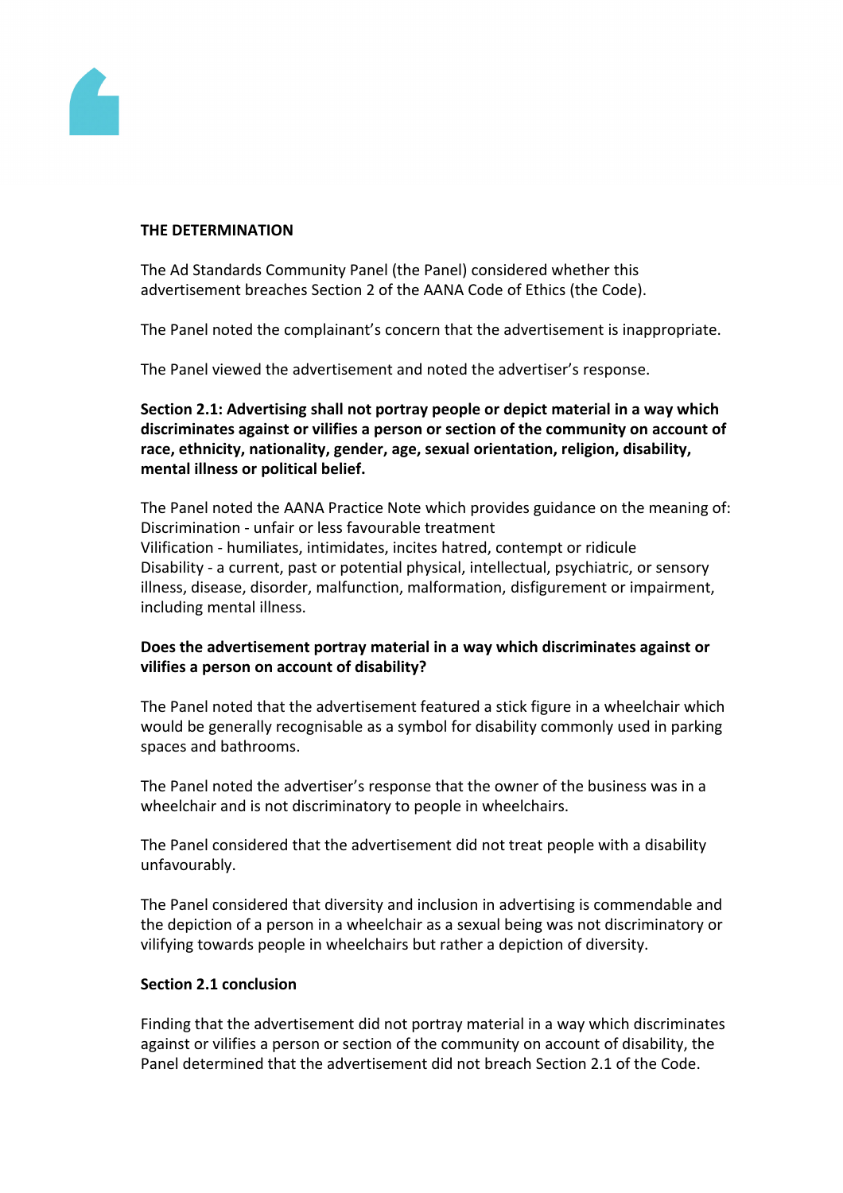**THE DETERMINATION**

The Ad Standards Community Panel (the Panel) considered whether this advertisement breaches Section 2 of the AANA Code of Ethics (the Code).

The Panel noted the complainant's concern that the advertisement is inappropriate.

The Panel viewed the advertisement and noted the advertiser's response.

**Section 2.1: Advertising shall not portray people or depict material in a way which discriminates against or vilifies a person or section of the community on account of race, ethnicity, nationality, gender, age, sexual orientation, religion, disability, mental illness or political belief.**

The Panel noted the AANA Practice Note which provides guidance on the meaning of:
Discrimination - unfair or less favourable treatment
Vilification - humiliates, intimidates, incites hatred, contempt or ridicule
Disability - a current, past or potential physical, intellectual, psychiatric, or sensory illness, disease, disorder, malfunction, malformation, disfigurement or impairment, including mental illness.

**Does the advertisement portray material in a way which discriminates against or vilifies a person on account of disability?**

The Panel noted that the advertisement featured a stick figure in a wheelchair which would be generally recognisable as a symbol for disability commonly used in parking spaces and bathrooms.

The Panel noted the advertiser's response that the owner of the business was in a wheelchair and is not discriminatory to people in wheelchairs.

The Panel considered that the advertisement did not treat people with a disability unfavourably.

The Panel considered that diversity and inclusion in advertising is commendable and the depiction of a person in a wheelchair as a sexual being was not discriminatory or vilifying towards people in wheelchairs but rather a depiction of diversity.

**Section 2.1 conclusion**

Finding that the advertisement did not portray material in a way which discriminates against or vilifies a person or section of the community on account of disability, the Panel determined that the advertisement did not breach Section 2.1 of the Code.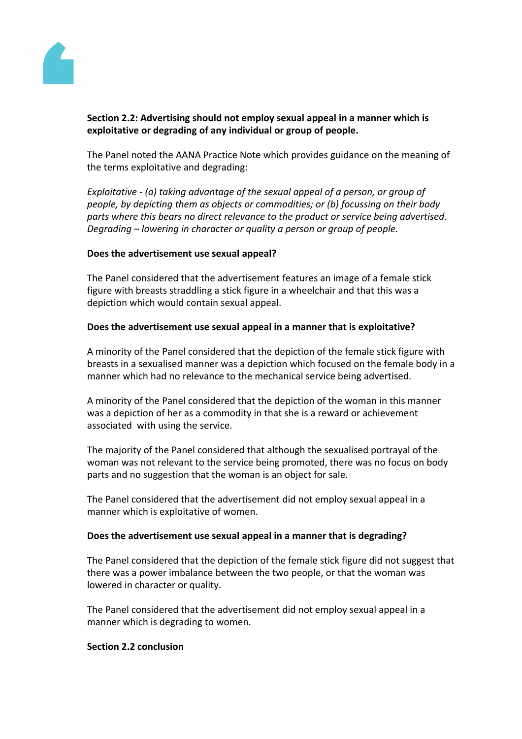**Section 2.2: Advertising should not employ sexual appeal in a manner which is exploitative or degrading of any individual or group of people.**

The Panel noted the AANA Practice Note which provides guidance on the meaning of the terms exploitative and degrading:

*Exploitative - (a) taking advantage of the sexual appeal of a person, or group of people, by depicting them as objects or commodities; or (b) focussing on their body parts where this bears no direct relevance to the product or service being advertised. Degrading – lowering in character or quality a person or group of people.*

**Does the advertisement use sexual appeal?**

The Panel considered that the advertisement features an image of a female stick figure with breasts straddling a stick figure in a wheelchair and that this was a depiction which would contain sexual appeal.

**Does the advertisement use sexual appeal in a manner that is exploitative?**

A minority of the Panel considered that the depiction of the female stick figure with breasts in a sexualised manner was a depiction which focused on the female body in a manner which had no relevance to the mechanical service being advertised.

A minority of the Panel considered that the depiction of the woman in this manner was a depiction of her as a commodity in that she is a reward or achievement associated with using the service.

The majority of the Panel considered that although the sexualised portrayal of the woman was not relevant to the service being promoted, there was no focus on body parts and no suggestion that the woman is an object for sale.

The Panel considered that the advertisement did not employ sexual appeal in a manner which is exploitative of women.

**Does the advertisement use sexual appeal in a manner that is degrading?**

The Panel considered that the depiction of the female stick figure did not suggest that there was a power imbalance between the two people, or that the woman was lowered in character or quality.

The Panel considered that the advertisement did not employ sexual appeal in a manner which is degrading to women.

**Section 2.2 conclusion**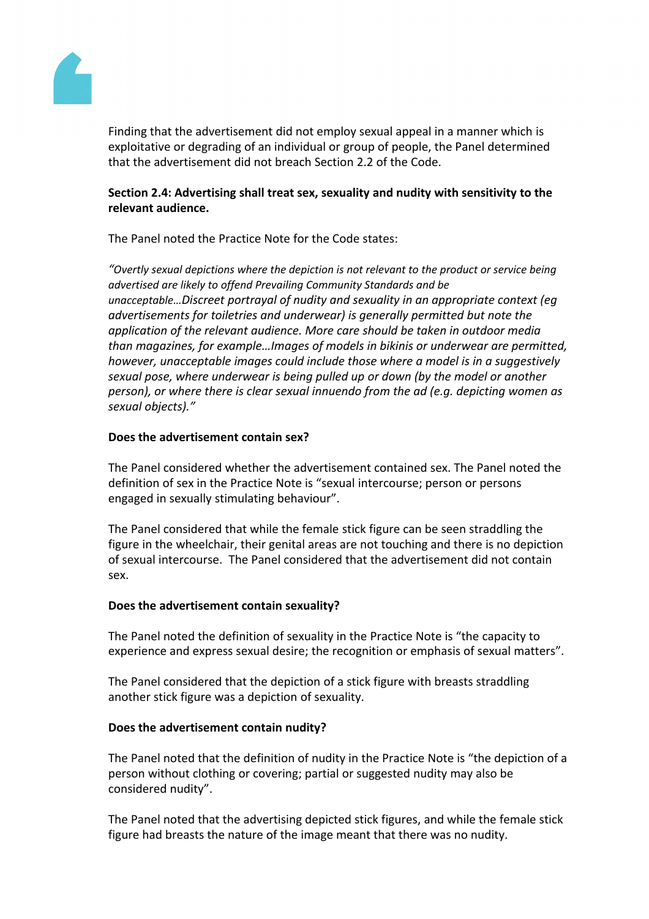Finding that the advertisement did not employ sexual appeal in a manner which is exploitative or degrading of an individual or group of people, the Panel determined that the advertisement did not breach Section 2.2 of the Code.

**Section 2.4: Advertising shall treat sex, sexuality and nudity with sensitivity to the relevant audience.**

The Panel noted the Practice Note for the Code states:

*"Overtly sexual depictions where the depiction is not relevant to the product or service being advertised are likely to offend Prevailing Community Standards and be unacceptable…Discreet portrayal of nudity and sexuality in an appropriate context (eg advertisements for toiletries and underwear) is generally permitted but note the application of the relevant audience. More care should be taken in outdoor media than magazines, for example…Images of models in bikinis or underwear are permitted, however, unacceptable images could include those where a model is in a suggestively sexual pose, where underwear is being pulled up or down (by the model or another person), or where there is clear sexual innuendo from the ad (e.g. depicting women as sexual objects)."*

**Does the advertisement contain sex?**

The Panel considered whether the advertisement contained sex. The Panel noted the definition of sex in the Practice Note is "sexual intercourse; person or persons engaged in sexually stimulating behaviour".

The Panel considered that while the female stick figure can be seen straddling the figure in the wheelchair, their genital areas are not touching and there is no depiction of sexual intercourse. The Panel considered that the advertisement did not contain sex.

**Does the advertisement contain sexuality?**

The Panel noted the definition of sexuality in the Practice Note is "the capacity to experience and express sexual desire; the recognition or emphasis of sexual matters".

The Panel considered that the depiction of a stick figure with breasts straddling another stick figure was a depiction of sexuality.

**Does the advertisement contain nudity?**

The Panel noted that the definition of nudity in the Practice Note is "the depiction of a person without clothing or covering; partial or suggested nudity may also be considered nudity".

The Panel noted that the advertising depicted stick figures, and while the female stick figure had breasts the nature of the image meant that there was no nudity.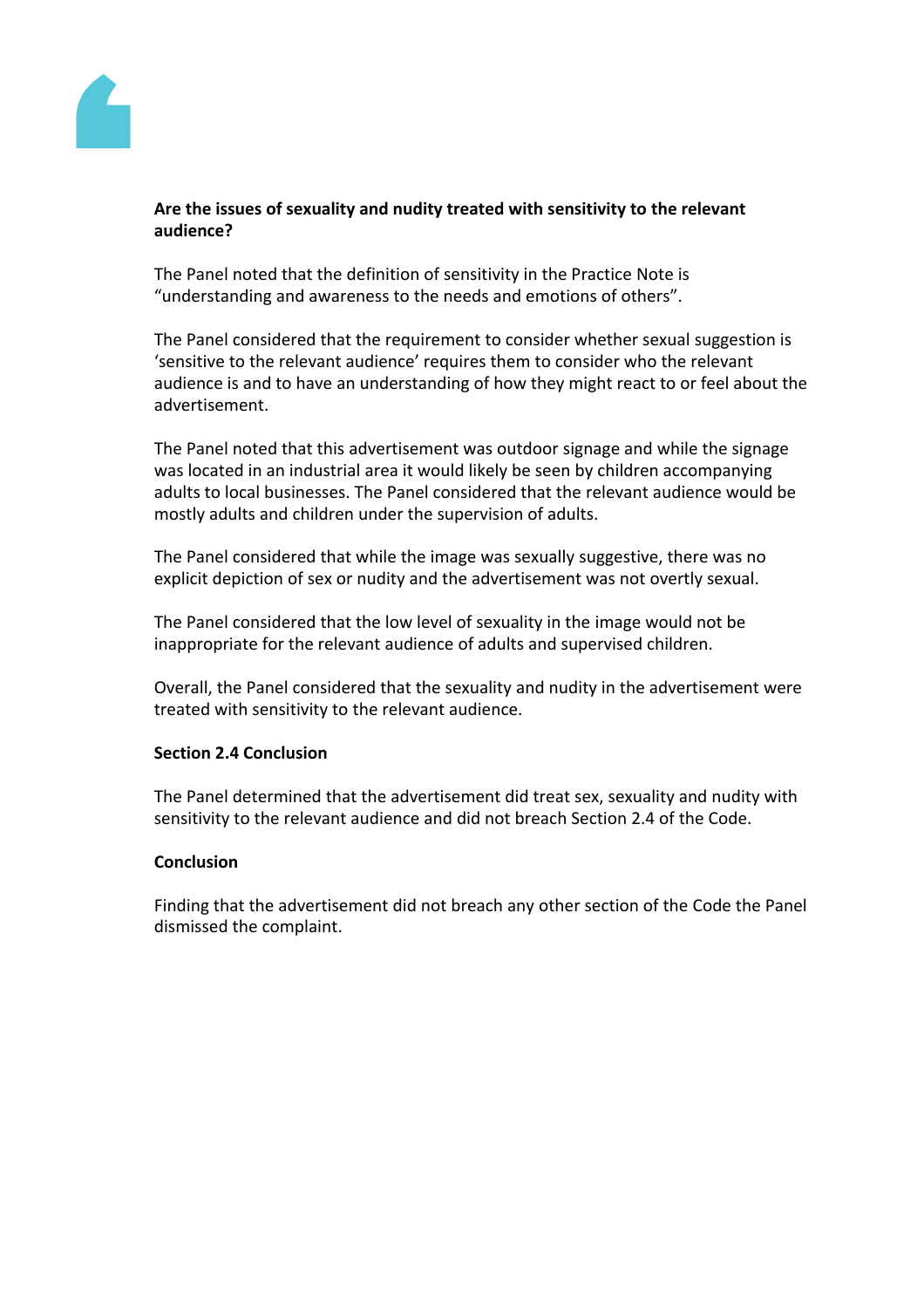**Are the issues of sexuality and nudity treated with sensitivity to the relevant audience?**

The Panel noted that the definition of sensitivity in the Practice Note is “understanding and awareness to the needs and emotions of others”.

The Panel considered that the requirement to consider whether sexual suggestion is ‘sensitive to the relevant audience’ requires them to consider who the relevant audience is and to have an understanding of how they might react to or feel about the advertisement.

The Panel noted that this advertisement was outdoor signage and while the signage was located in an industrial area it would likely be seen by children accompanying adults to local businesses. The Panel considered that the relevant audience would be mostly adults and children under the supervision of adults.

The Panel considered that while the image was sexually suggestive, there was no explicit depiction of sex or nudity and the advertisement was not overtly sexual.

The Panel considered that the low level of sexuality in the image would not be inappropriate for the relevant audience of adults and supervised children.

Overall, the Panel considered that the sexuality and nudity in the advertisement were treated with sensitivity to the relevant audience.

**Section 2.4 Conclusion**

The Panel determined that the advertisement did treat sex, sexuality and nudity with sensitivity to the relevant audience and did not breach Section 2.4 of the Code.

**Conclusion**

Finding that the advertisement did not breach any other section of the Code the Panel dismissed the complaint.